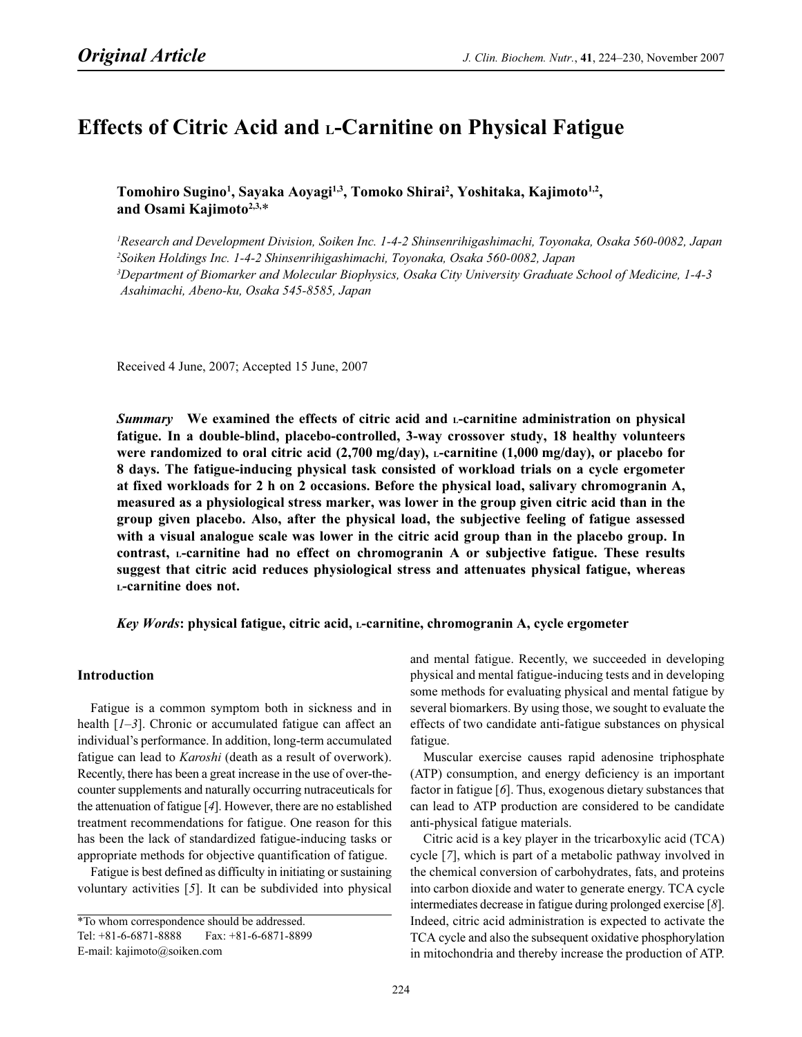*Original Article*

# Effects of Citric Acid and L-Carnitine on Physical Fatigue

**Tomohiro Sugino[1], Sayaka Aoyagi[1,3], Tomoko Shirai[2], Yoshitaka, Kajimoto[1,2], and Osami Kajimoto[2,3,]***

[1]Research and Development Division, Soiken Inc. 1-4-2 Shinsenrihigashimachi, Toyonaka, Osaka 560-0082, Japan
[2]Soiken Holdings Inc. 1-4-2 Shinsenrihigashimachi, Toyonaka, Osaka 560-0082, Japan
[3]Department of Biomarker and Molecular Biophysics, Osaka City University Graduate School of Medicine, 1-4-3 Asahimachi, Abeno-ku, Osaka 545-8585, Japan

Received 4 June, 2007; Accepted 15 June, 2007

***Summary*** **We examined the effects of citric acid and L-carnitine administration on physical fatigue. In a double-blind, placebo-controlled, 3-way crossover study, 18 healthy volunteers were randomized to oral citric acid (2,700 mg/day), L-carnitine (1,000 mg/day), or placebo for 8 days. The fatigue-inducing physical task consisted of workload trials on a cycle ergometer at fixed workloads for 2 h on 2 occasions. Before the physical load, salivary chromogranin A, measured as a physiological stress marker, was lower in the group given citric acid than in the group given placebo. Also, after the physical load, the subjective feeling of fatigue assessed with a visual analogue scale was lower in the citric acid group than in the placebo group. In contrast, L-carnitine had no effect on chromogranin A or subjective fatigue. These results suggest that citric acid reduces physiological stress and attenuates physical fatigue, whereas L-carnitine does not.**

***Key Words*: physical fatigue, citric acid, L-carnitine, chromogranin A, cycle ergometer**

## Introduction

Fatigue is a common symptom both in sickness and in health [*1–3*]. Chronic or accumulated fatigue can affect an individual's performance. In addition, long-term accumulated fatigue can lead to *Karoshi* (death as a result of overwork). Recently, there has been a great increase in the use of over-the-counter supplements and naturally occurring nutraceuticals for the attenuation of fatigue [*4*]. However, there are no established treatment recommendations for fatigue. One reason for this has been the lack of standardized fatigue-inducing tasks or appropriate methods for objective quantification of fatigue.

Fatigue is best defined as difficulty in initiating or sustaining voluntary activities [*5*]. It can be subdivided into physical and mental fatigue. Recently, we succeeded in developing physical and mental fatigue-inducing tests and in developing some methods for evaluating physical and mental fatigue by several biomarkers. By using those, we sought to evaluate the effects of two candidate anti-fatigue substances on physical fatigue.

Muscular exercise causes rapid adenosine triphosphate (ATP) consumption, and energy deficiency is an important factor in fatigue [*6*]. Thus, exogenous dietary substances that can lead to ATP production are considered to be candidate anti-physical fatigue materials.

Citric acid is a key player in the tricarboxylic acid (TCA) cycle [*7*], which is part of a metabolic pathway involved in the chemical conversion of carbohydrates, fats, and proteins into carbon dioxide and water to generate energy. TCA cycle intermediates decrease in fatigue during prolonged exercise [*8*]. Indeed, citric acid administration is expected to activate the TCA cycle and also the subsequent oxidative phosphorylation in mitochondria and thereby increase the production of ATP.

*To whom correspondence should be addressed.
Tel: +81-6-6871-8888 Fax: +81-6-6871-8899
E-mail: kajimoto@soiken.com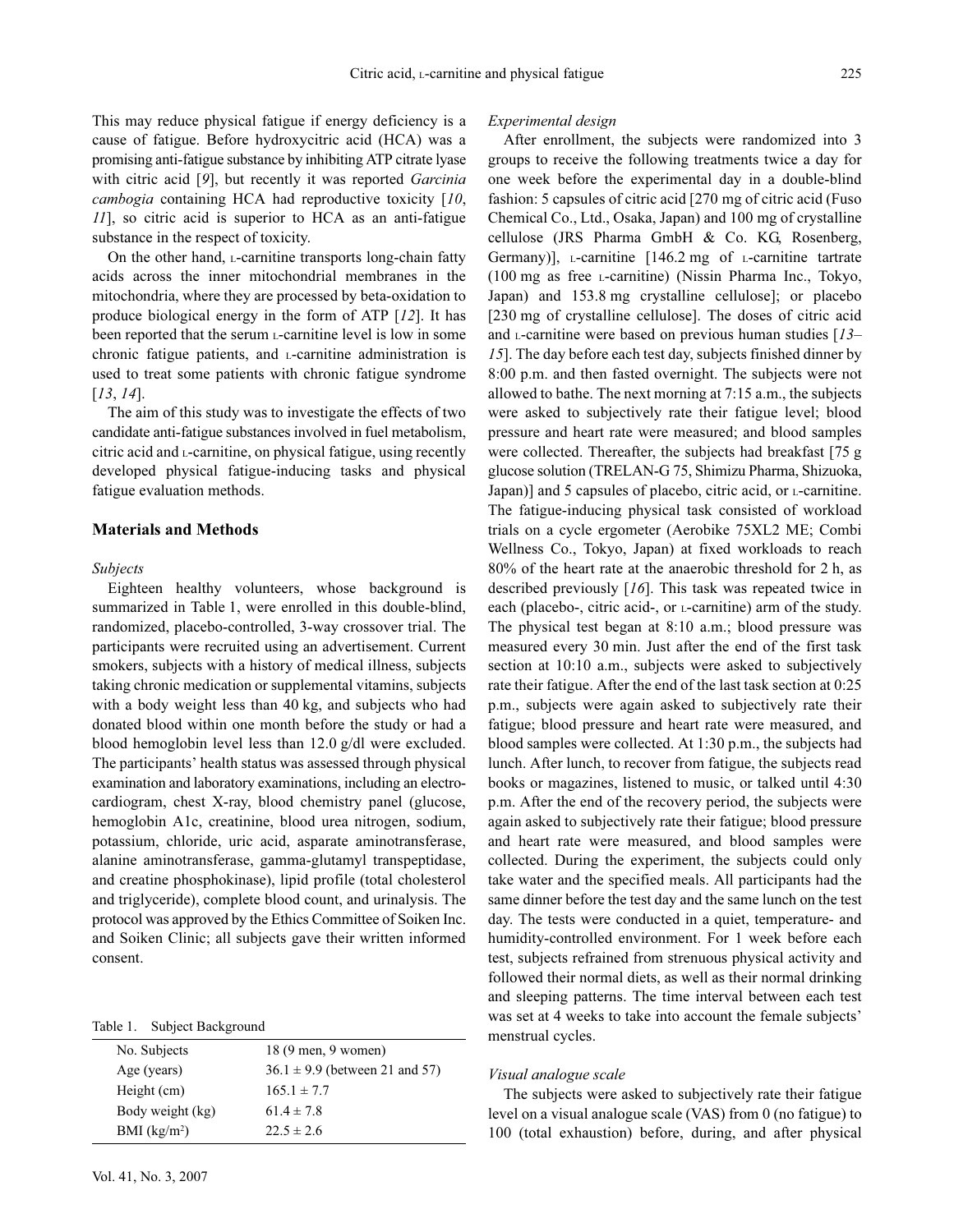This may reduce physical fatigue if energy deficiency is a cause of fatigue. Before hydroxycitric acid (HCA) was a promising anti-fatigue substance by inhibiting ATP citrate lyase with citric acid [9], but recently it was reported *Garcinia cambogia* containing HCA had reproductive toxicity [10, 11], so citric acid is superior to HCA as an anti-fatigue substance in the respect of toxicity.

On the other hand, L-carnitine transports long-chain fatty acids across the inner mitochondrial membranes in the mitochondria, where they are processed by beta-oxidation to produce biological energy in the form of ATP [12]. It has been reported that the serum L-carnitine level is low in some chronic fatigue patients, and L-carnitine administration is used to treat some patients with chronic fatigue syndrome [13, 14].

The aim of this study was to investigate the effects of two candidate anti-fatigue substances involved in fuel metabolism, citric acid and L-carnitine, on physical fatigue, using recently developed physical fatigue-inducing tasks and physical fatigue evaluation methods.

## Materials and Methods

### *Subjects*

Eighteen healthy volunteers, whose background is summarized in Table 1, were enrolled in this double-blind, randomized, placebo-controlled, 3-way crossover trial. The participants were recruited using an advertisement. Current smokers, subjects with a history of medical illness, subjects taking chronic medication or supplemental vitamins, subjects with a body weight less than 40 kg, and subjects who had donated blood within one month before the study or had a blood hemoglobin level less than 12.0 g/dl were excluded. The participants' health status was assessed through physical examination and laboratory examinations, including an electrocardiogram, chest X-ray, blood chemistry panel (glucose, hemoglobin A1c, creatinine, blood urea nitrogen, sodium, potassium, chloride, uric acid, asparate aminotransferase, alanine aminotransferase, gamma-glutamyl transpeptidase, and creatine phosphokinase), lipid profile (total cholesterol and triglyceride), complete blood count, and urinalysis. The protocol was approved by the Ethics Committee of Soiken Inc. and Soiken Clinic; all subjects gave their written informed consent.

Table 1. Subject Background

| | |
|---|---|
| No. Subjects | 18 (9 men, 9 women) |
| Age (years) | 36.1 ± 9.9 (between 21 and 57) |
| Height (cm) | 165.1 ± 7.7 |
| Body weight (kg) | 61.4 ± 7.8 |
| BMI (kg/m$^2$) | 22.5 ± 2.6 |

### *Experimental design*

After enrollment, the subjects were randomized into 3 groups to receive the following treatments twice a day for one week before the experimental day in a double-blind fashion: 5 capsules of citric acid [270 mg of citric acid (Fuso Chemical Co., Ltd., Osaka, Japan) and 100 mg of crystalline cellulose (JRS Pharma GmbH & Co. KG, Rosenberg, Germany)], L-carnitine [146.2 mg of L-carnitine tartrate (100 mg as free L-carnitine) (Nissin Pharma Inc., Tokyo, Japan) and 153.8 mg crystalline cellulose]; or placebo [230 mg of crystalline cellulose]. The doses of citric acid and L-carnitine were based on previous human studies [13–15]. The day before each test day, subjects finished dinner by 8:00 p.m. and then fasted overnight. The subjects were not allowed to bathe. The next morning at 7:15 a.m., the subjects were asked to subjectively rate their fatigue level; blood pressure and heart rate were measured; and blood samples were collected. Thereafter, the subjects had breakfast [75 g glucose solution (TRELAN-G 75, Shimizu Pharma, Shizuoka, Japan)] and 5 capsules of placebo, citric acid, or L-carnitine. The fatigue-inducing physical task consisted of workload trials on a cycle ergometer (Aerobike 75XL2 ME; Combi Wellness Co., Tokyo, Japan) at fixed workloads to reach 80% of the heart rate at the anaerobic threshold for 2 h, as described previously [16]. This task was repeated twice in each (placebo-, citric acid-, or L-carnitine) arm of the study. The physical test began at 8:10 a.m.; blood pressure was measured every 30 min. Just after the end of the first task section at 10:10 a.m., subjects were asked to subjectively rate their fatigue. After the end of the last task section at 0:25 p.m., subjects were again asked to subjectively rate their fatigue; blood pressure and heart rate were measured, and blood samples were collected. At 1:30 p.m., the subjects had lunch. After lunch, to recover from fatigue, the subjects read books or magazines, listened to music, or talked until 4:30 p.m. After the end of the recovery period, the subjects were again asked to subjectively rate their fatigue; blood pressure and heart rate were measured, and blood samples were collected. During the experiment, the subjects could only take water and the specified meals. All participants had the same dinner before the test day and the same lunch on the test day. The tests were conducted in a quiet, temperature- and humidity-controlled environment. For 1 week before each test, subjects refrained from strenuous physical activity and followed their normal diets, as well as their normal drinking and sleeping patterns. The time interval between each test was set at 4 weeks to take into account the female subjects' menstrual cycles.

### *Visual analogue scale*

The subjects were asked to subjectively rate their fatigue level on a visual analogue scale (VAS) from 0 (no fatigue) to 100 (total exhaustion) before, during, and after physical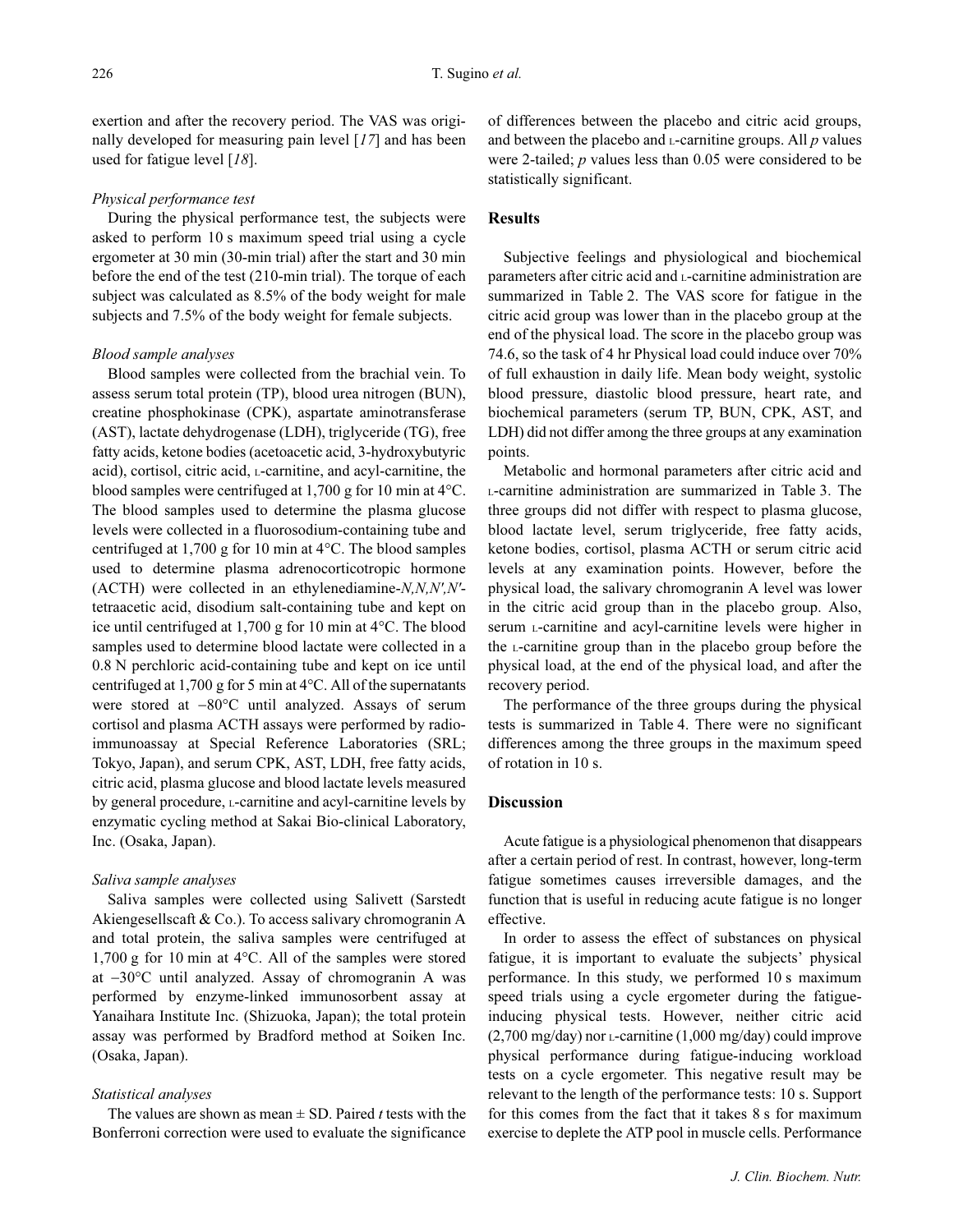exertion and after the recovery period. The VAS was originally developed for measuring pain level [17] and has been used for fatigue level [18].

*Physical performance test*

During the physical performance test, the subjects were asked to perform 10 s maximum speed trial using a cycle ergometer at 30 min (30-min trial) after the start and 30 min before the end of the test (210-min trial). The torque of each subject was calculated as 8.5% of the body weight for male subjects and 7.5% of the body weight for female subjects.

*Blood sample analyses*

Blood samples were collected from the brachial vein. To assess serum total protein (TP), blood urea nitrogen (BUN), creatine phosphokinase (CPK), aspartate aminotransferase (AST), lactate dehydrogenase (LDH), triglyceride (TG), free fatty acids, ketone bodies (acetoacetic acid, 3-hydroxybutyric acid), cortisol, citric acid, L-carnitine, and acyl-carnitine, the blood samples were centrifuged at 1,700 g for 10 min at 4°C. The blood samples used to determine the plasma glucose levels were collected in a fluorosodium-containing tube and centrifuged at 1,700 g for 10 min at 4°C. The blood samples used to determine plasma adrenocorticotropic hormone (ACTH) were collected in an ethylenediamine-*N,N,N′,N′*-tetraacetic acid, disodium salt-containing tube and kept on ice until centrifuged at 1,700 g for 10 min at 4°C. The blood samples used to determine blood lactate were collected in a 0.8 N perchloric acid-containing tube and kept on ice until centrifuged at 1,700 g for 5 min at 4°C. All of the supernatants were stored at −80°C until analyzed. Assays of serum cortisol and plasma ACTH assays were performed by radioimmunoassay at Special Reference Laboratories (SRL; Tokyo, Japan), and serum CPK, AST, LDH, free fatty acids, citric acid, plasma glucose and blood lactate levels measured by general procedure, L-carnitine and acyl-carnitine levels by enzymatic cycling method at Sakai Bio-clinical Laboratory, Inc. (Osaka, Japan).

*Saliva sample analyses*

Saliva samples were collected using Salivett (Sarstedt Akiengesellscaft & Co.). To access salivary chromogranin A and total protein, the saliva samples were centrifuged at 1,700 g for 10 min at 4°C. All of the samples were stored at −30°C until analyzed. Assay of chromogranin A was performed by enzyme-linked immunosorbent assay at Yanaihara Institute Inc. (Shizuoka, Japan); the total protein assay was performed by Bradford method at Soiken Inc. (Osaka, Japan).

*Statistical analyses*

The values are shown as mean ± SD. Paired *t* tests with the Bonferroni correction were used to evaluate the significance of differences between the placebo and citric acid groups, and between the placebo and L-carnitine groups. All *p* values were 2-tailed; *p* values less than 0.05 were considered to be statistically significant.

## Results

Subjective feelings and physiological and biochemical parameters after citric acid and L-carnitine administration are summarized in Table 2. The VAS score for fatigue in the citric acid group was lower than in the placebo group at the end of the physical load. The score in the placebo group was 74.6, so the task of 4 hr Physical load could induce over 70% of full exhaustion in daily life. Mean body weight, systolic blood pressure, diastolic blood pressure, heart rate, and biochemical parameters (serum TP, BUN, CPK, AST, and LDH) did not differ among the three groups at any examination points.

Metabolic and hormonal parameters after citric acid and L-carnitine administration are summarized in Table 3. The three groups did not differ with respect to plasma glucose, blood lactate level, serum triglyceride, free fatty acids, ketone bodies, cortisol, plasma ACTH or serum citric acid levels at any examination points. However, before the physical load, the salivary chromogranin A level was lower in the citric acid group than in the placebo group. Also, serum L-carnitine and acyl-carnitine levels were higher in the L-carnitine group than in the placebo group before the physical load, at the end of the physical load, and after the recovery period.

The performance of the three groups during the physical tests is summarized in Table 4. There were no significant differences among the three groups in the maximum speed of rotation in 10 s.

## Discussion

Acute fatigue is a physiological phenomenon that disappears after a certain period of rest. In contrast, however, long-term fatigue sometimes causes irreversible damages, and the function that is useful in reducing acute fatigue is no longer effective.

In order to assess the effect of substances on physical fatigue, it is important to evaluate the subjects' physical performance. In this study, we performed 10 s maximum speed trials using a cycle ergometer during the fatigue-inducing physical tests. However, neither citric acid (2,700 mg/day) nor L-carnitine (1,000 mg/day) could improve physical performance during fatigue-inducing workload tests on a cycle ergometer. This negative result may be relevant to the length of the performance tests: 10 s. Support for this comes from the fact that it takes 8 s for maximum exercise to deplete the ATP pool in muscle cells. Performance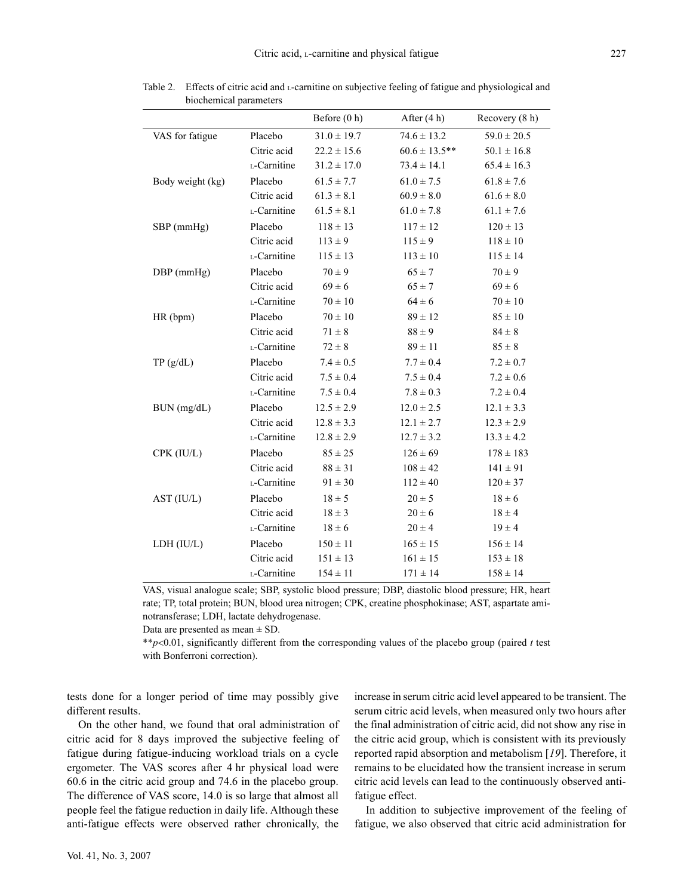Table 2. Effects of citric acid and L-carnitine on subjective feeling of fatigue and physiological and biochemical parameters

| | | Before (0 h) | After (4 h) | Recovery (8 h) |
|---|---|---|---|---|
| VAS for fatigue | Placebo | 31.0 ± 19.7 | 74.6 ± 13.2 | 59.0 ± 20.5 |
| | Citric acid | 22.2 ± 15.6 | 60.6 ± 13.5** | 50.1 ± 16.8 |
| | L-Carnitine | 31.2 ± 17.0 | 73.4 ± 14.1 | 65.4 ± 16.3 |
| Body weight (kg) | Placebo | 61.5 ± 7.7 | 61.0 ± 7.5 | 61.8 ± 7.6 |
| | Citric acid | 61.3 ± 8.1 | 60.9 ± 8.0 | 61.6 ± 8.0 |
| | L-Carnitine | 61.5 ± 8.1 | 61.0 ± 7.8 | 61.1 ± 7.6 |
| SBP (mmHg) | Placebo | 118 ± 13 | 117 ± 12 | 120 ± 13 |
| | Citric acid | 113 ± 9 | 115 ± 9 | 118 ± 10 |
| | L-Carnitine | 115 ± 13 | 113 ± 10 | 115 ± 14 |
| DBP (mmHg) | Placebo | 70 ± 9 | 65 ± 7 | 70 ± 9 |
| | Citric acid | 69 ± 6 | 65 ± 7 | 69 ± 6 |
| | L-Carnitine | 70 ± 10 | 64 ± 6 | 70 ± 10 |
| HR (bpm) | Placebo | 70 ± 10 | 89 ± 12 | 85 ± 10 |
| | Citric acid | 71 ± 8 | 88 ± 9 | 84 ± 8 |
| | L-Carnitine | 72 ± 8 | 89 ± 11 | 85 ± 8 |
| TP (g/dL) | Placebo | 7.4 ± 0.5 | 7.7 ± 0.4 | 7.2 ± 0.7 |
| | Citric acid | 7.5 ± 0.4 | 7.5 ± 0.4 | 7.2 ± 0.6 |
| | L-Carnitine | 7.5 ± 0.4 | 7.8 ± 0.3 | 7.2 ± 0.4 |
| BUN (mg/dL) | Placebo | 12.5 ± 2.9 | 12.0 ± 2.5 | 12.1 ± 3.3 |
| | Citric acid | 12.8 ± 3.3 | 12.1 ± 2.7 | 12.3 ± 2.9 |
| | L-Carnitine | 12.8 ± 2.9 | 12.7 ± 3.2 | 13.3 ± 4.2 |
| CPK (IU/L) | Placebo | 85 ± 25 | 126 ± 69 | 178 ± 183 |
| | Citric acid | 88 ± 31 | 108 ± 42 | 141 ± 91 |
| | L-Carnitine | 91 ± 30 | 112 ± 40 | 120 ± 37 |
| AST (IU/L) | Placebo | 18 ± 5 | 20 ± 5 | 18 ± 6 |
| | Citric acid | 18 ± 3 | 20 ± 6 | 18 ± 4 |
| | L-Carnitine | 18 ± 6 | 20 ± 4 | 19 ± 4 |
| LDH (IU/L) | Placebo | 150 ± 11 | 165 ± 15 | 156 ± 14 |
| | Citric acid | 151 ± 13 | 161 ± 15 | 153 ± 18 |
| | L-Carnitine | 154 ± 11 | 171 ± 14 | 158 ± 14 |

VAS, visual analogue scale; SBP, systolic blood pressure; DBP, diastolic blood pressure; HR, heart rate; TP, total protein; BUN, blood urea nitrogen; CPK, creatine phosphokinase; AST, aspartate aminotransferase; LDH, lactate dehydrogenase.

Data are presented as mean ± SD.

**$p<0.01$, significantly different from the corresponding values of the placebo group (paired *t* test with Bonferroni correction).

tests done for a longer period of time may possibly give different results.

On the other hand, we found that oral administration of citric acid for 8 days improved the subjective feeling of fatigue during fatigue-inducing workload trials on a cycle ergometer. The VAS scores after 4 hr physical load were 60.6 in the citric acid group and 74.6 in the placebo group. The difference of VAS score, 14.0 is so large that almost all people feel the fatigue reduction in daily life. Although these anti-fatigue effects were observed rather chronically, the increase in serum citric acid level appeared to be transient. The serum citric acid levels, when measured only two hours after the final administration of citric acid, did not show any rise in the citric acid group, which is consistent with its previously reported rapid absorption and metabolism [*19*]. Therefore, it remains to be elucidated how the transient increase in serum citric acid levels can lead to the continuously observed anti-fatigue effect.

In addition to subjective improvement of the feeling of fatigue, we also observed that citric acid administration for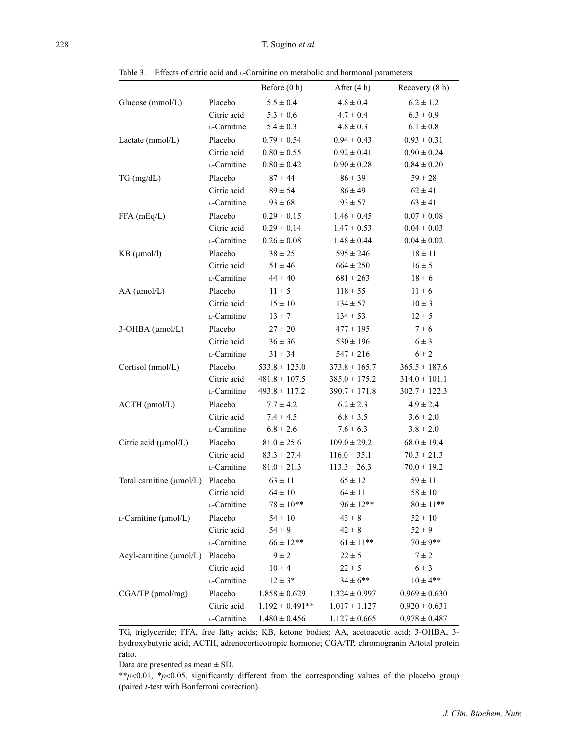Table 3. Effects of citric acid and L-Carnitine on metabolic and hormonal parameters

| | | Before (0 h) | After (4 h) | Recovery (8 h) |
|---|---|---|---|---|
| Glucose (mmol/L) | Placebo | 5.5 ± 0.4 | 4.8 ± 0.4 | 6.2 ± 1.2 |
| | Citric acid | 5.3 ± 0.6 | 4.7 ± 0.4 | 6.3 ± 0.9 |
| | L-Carnitine | 5.4 ± 0.3 | 4.8 ± 0.3 | 6.1 ± 0.8 |
| Lactate (mmol/L) | Placebo | 0.79 ± 0.54 | 0.94 ± 0.43 | 0.93 ± 0.31 |
| | Citric acid | 0.80 ± 0.55 | 0.92 ± 0.41 | 0.90 ± 0.24 |
| | L-Carnitine | 0.80 ± 0.42 | 0.90 ± 0.28 | 0.84 ± 0.20 |
| TG (mg/dL) | Placebo | 87 ± 44 | 86 ± 39 | 59 ± 28 |
| | Citric acid | 89 ± 54 | 86 ± 49 | 62 ± 41 |
| | L-Carnitine | 93 ± 68 | 93 ± 57 | 63 ± 41 |
| FFA (mEq/L) | Placebo | 0.29 ± 0.15 | 1.46 ± 0.45 | 0.07 ± 0.08 |
| | Citric acid | 0.29 ± 0.14 | 1.47 ± 0.53 | 0.04 ± 0.03 |
| | L-Carnitine | 0.26 ± 0.08 | 1.48 ± 0.44 | 0.04 ± 0.02 |
| KB (μmol/l) | Placebo | 38 ± 25 | 595 ± 246 | 18 ± 11 |
| | Citric acid | 51 ± 46 | 664 ± 250 | 16 ± 5 |
| | L-Carnitine | 44 ± 40 | 681 ± 263 | 18 ± 6 |
| AA (μmol/L) | Placebo | 11 ± 5 | 118 ± 55 | 11 ± 6 |
| | Citric acid | 15 ± 10 | 134 ± 57 | 10 ± 3 |
| | L-Carnitine | 13 ± 7 | 134 ± 53 | 12 ± 5 |
| 3-OHBA (μmol/L) | Placebo | 27 ± 20 | 477 ± 195 | 7 ± 6 |
| | Citric acid | 36 ± 36 | 530 ± 196 | 6 ± 3 |
| | L-Carnitine | 31 ± 34 | 547 ± 216 | 6 ± 2 |
| Cortisol (nmol/L) | Placebo | 533.8 ± 125.0 | 373.8 ± 165.7 | 365.5 ± 187.6 |
| | Citric acid | 481.8 ± 107.5 | 385.0 ± 175.2 | 314.0 ± 101.1 |
| | L-Carnitine | 493.8 ± 117.2 | 390.7 ± 171.8 | 302.7 ± 122.3 |
| ACTH (pmol/L) | Placebo | 7.7 ± 4.2 | 6.2 ± 2.3 | 4.9 ± 2.4 |
| | Citric acid | 7.4 ± 4.5 | 6.8 ± 3.5 | 3.6 ± 2.0 |
| | L-Carnitine | 6.8 ± 2.6 | 7.6 ± 6.3 | 3.8 ± 2.0 |
| Citric acid (μmol/L) | Placebo | 81.0 ± 25.6 | 109.0 ± 29.2 | 68.0 ± 19.4 |
| | Citric acid | 83.3 ± 27.4 | 116.0 ± 35.1 | 70.3 ± 21.3 |
| | L-Carnitine | 81.0 ± 21.3 | 113.3 ± 26.3 | 70.0 ± 19.2 |
| Total carnitine (μmol/L) | Placebo | 63 ± 11 | 65 ± 12 | 59 ± 11 |
| | Citric acid | 64 ± 10 | 64 ± 11 | 58 ± 10 |
| | L-Carnitine | 78 ± 10** | 96 ± 12** | 80 ± 11** |
| L-Carnitine (μmol/L) | Placebo | 54 ± 10 | 43 ± 8 | 52 ± 10 |
| | Citric acid | 54 ± 9 | 42 ± 8 | 52 ± 9 |
| | L-Carnitine | 66 ± 12** | 61 ± 11** | 70 ± 9** |
| Acyl-carnitine (μmol/L) | Placebo | 9 ± 2 | 22 ± 5 | 7 ± 2 |
| | Citric acid | 10 ± 4 | 22 ± 5 | 6 ± 3 |
| | L-Carnitine | 12 ± 3* | 34 ± 6** | 10 ± 4** |
| CGA/TP (pmol/mg) | Placebo | 1.858 ± 0.629 | 1.324 ± 0.997 | 0.969 ± 0.630 |
| | Citric acid | 1.192 ± 0.491** | 1.017 ± 1.127 | 0.920 ± 0.631 |
| | L-Carnitine | 1.480 ± 0.456 | 1.127 ± 0.665 | 0.978 ± 0.487 |

TG, triglyceride; FFA, free fatty acids; KB, ketone bodies; AA, acetoacetic acid; 3-OHBA, 3-hydroxybutyric acid; ACTH, adrenocorticotropic hormone; CGA/TP, chromogranin A/total protein ratio.

Data are presented as mean ± SD.

**$p<0.01$, *$p<0.05$, significantly different from the corresponding values of the placebo group (paired *t*-test with Bonferroni correction).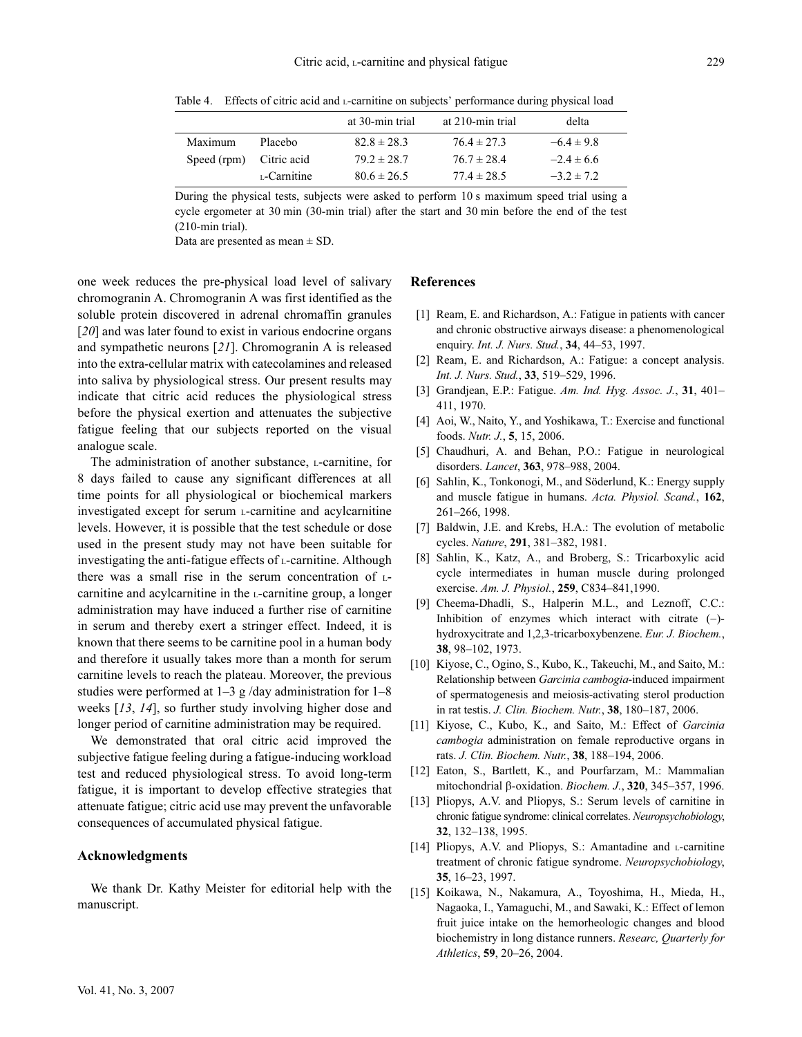Table 4. Effects of citric acid and L-carnitine on subjects' performance during physical load

| | | at 30-min trial | at 210-min trial | delta |
|---|---|---|---|---|
| Maximum | Placebo | $82.8 \pm 28.3$ | $76.4 \pm 27.3$ | $-6.4 \pm 9.8$ |
| Speed (rpm) | Citric acid | $79.2 \pm 28.7$ | $76.7 \pm 28.4$ | $-2.4 \pm 6.6$ |
| | L-Carnitine | $80.6 \pm 26.5$ | $77.4 \pm 28.5$ | $-3.2 \pm 7.2$ |

During the physical tests, subjects were asked to perform 10 s maximum speed trial using a cycle ergometer at 30 min (30-min trial) after the start and 30 min before the end of the test (210-min trial).

Data are presented as mean ± SD.

one week reduces the pre-physical load level of salivary chromogranin A. Chromogranin A was first identified as the soluble protein discovered in adrenal chromaffin granules [*20*] and was later found to exist in various endocrine organs and sympathetic neurons [*21*]. Chromogranin A is released into the extra-cellular matrix with catecolamines and released into saliva by physiological stress. Our present results may indicate that citric acid reduces the physiological stress before the physical exertion and attenuates the subjective fatigue feeling that our subjects reported on the visual analogue scale.

The administration of another substance, L-carnitine, for 8 days failed to cause any significant differences at all time points for all physiological or biochemical markers investigated except for serum L-carnitine and acylcarnitine levels. However, it is possible that the test schedule or dose used in the present study may not have been suitable for investigating the anti-fatigue effects of L-carnitine. Although there was a small rise in the serum concentration of L-carnitine and acylcarnitine in the L-carnitine group, a longer administration may have induced a further rise of carnitine in serum and thereby exert a stringer effect. Indeed, it is known that there seems to be carnitine pool in a human body and therefore it usually takes more than a month for serum carnitine levels to reach the plateau. Moreover, the previous studies were performed at 1–3 g /day administration for 1–8 weeks [*13*, *14*], so further study involving higher dose and longer period of carnitine administration may be required.

We demonstrated that oral citric acid improved the subjective fatigue feeling during a fatigue-inducing workload test and reduced physiological stress. To avoid long-term fatigue, it is important to develop effective strategies that attenuate fatigue; citric acid use may prevent the unfavorable consequences of accumulated physical fatigue.

## Acknowledgments

We thank Dr. Kathy Meister for editorial help with the manuscript.

## References

[1] Ream, E. and Richardson, A.: Fatigue in patients with cancer and chronic obstructive airways disease: a phenomenological enquiry. *Int. J. Nurs. Stud.*, **34**, 44–53, 1997.

[2] Ream, E. and Richardson, A.: Fatigue: a concept analysis. *Int. J. Nurs. Stud.*, **33**, 519–529, 1996.

[3] Grandjean, E.P.: Fatigue. *Am. Ind. Hyg. Assoc. J.*, **31**, 401–411, 1970.

[4] Aoi, W., Naito, Y., and Yoshikawa, T.: Exercise and functional foods. *Nutr. J.*, **5**, 15, 2006.

[5] Chaudhuri, A. and Behan, P.O.: Fatigue in neurological disorders. *Lancet*, **363**, 978–988, 2004.

[6] Sahlin, K., Tonkonogi, M., and Söderlund, K.: Energy supply and muscle fatigue in humans. *Acta. Physiol. Scand.*, **162**, 261–266, 1998.

[7] Baldwin, J.E. and Krebs, H.A.: The evolution of metabolic cycles. *Nature*, **291**, 381–382, 1981.

[8] Sahlin, K., Katz, A., and Broberg, S.: Tricarboxylic acid cycle intermediates in human muscle during prolonged exercise. *Am. J. Physiol.*, **259**, C834–841,1990.

[9] Cheema-Dhadli, S., Halperin M.L., and Leznoff, C.C.: Inhibition of enzymes which interact with citrate (–)-hydroxycitrate and 1,2,3-tricarboxybenzene. *Eur. J. Biochem.*, **38**, 98–102, 1973.

[10] Kiyose, C., Ogino, S., Kubo, K., Takeuchi, M., and Saito, M.: Relationship between *Garcinia cambogia*-induced impairment of spermatogenesis and meiosis-activating sterol production in rat testis. *J. Clin. Biochem. Nutr.*, **38**, 180–187, 2006.

[11] Kiyose, C., Kubo, K., and Saito, M.: Effect of *Garcinia cambogia* administration on female reproductive organs in rats. *J. Clin. Biochem. Nutr.*, **38**, 188–194, 2006.

[12] Eaton, S., Bartlett, K., and Pourfarzam, M.: Mammalian mitochondrial β-oxidation. *Biochem. J.*, **320**, 345–357, 1996.

[13] Pliopys, A.V. and Pliopys, S.: Serum levels of carnitine in chronic fatigue syndrome: clinical correlates. *Neuropsychobiology*, **32**, 132–138, 1995.

[14] Pliopys, A.V. and Pliopys, S.: Amantadine and L-carnitine treatment of chronic fatigue syndrome. *Neuropsychobiology*, **35**, 16–23, 1997.

[15] Koikawa, N., Nakamura, A., Toyoshima, H., Mieda, H., Nagaoka, I., Yamaguchi, M., and Sawaki, K.: Effect of lemon fruit juice intake on the hemorheologic changes and blood biochemistry in long distance runners. *Researc, Quarterly for Athletics*, **59**, 20–26, 2004.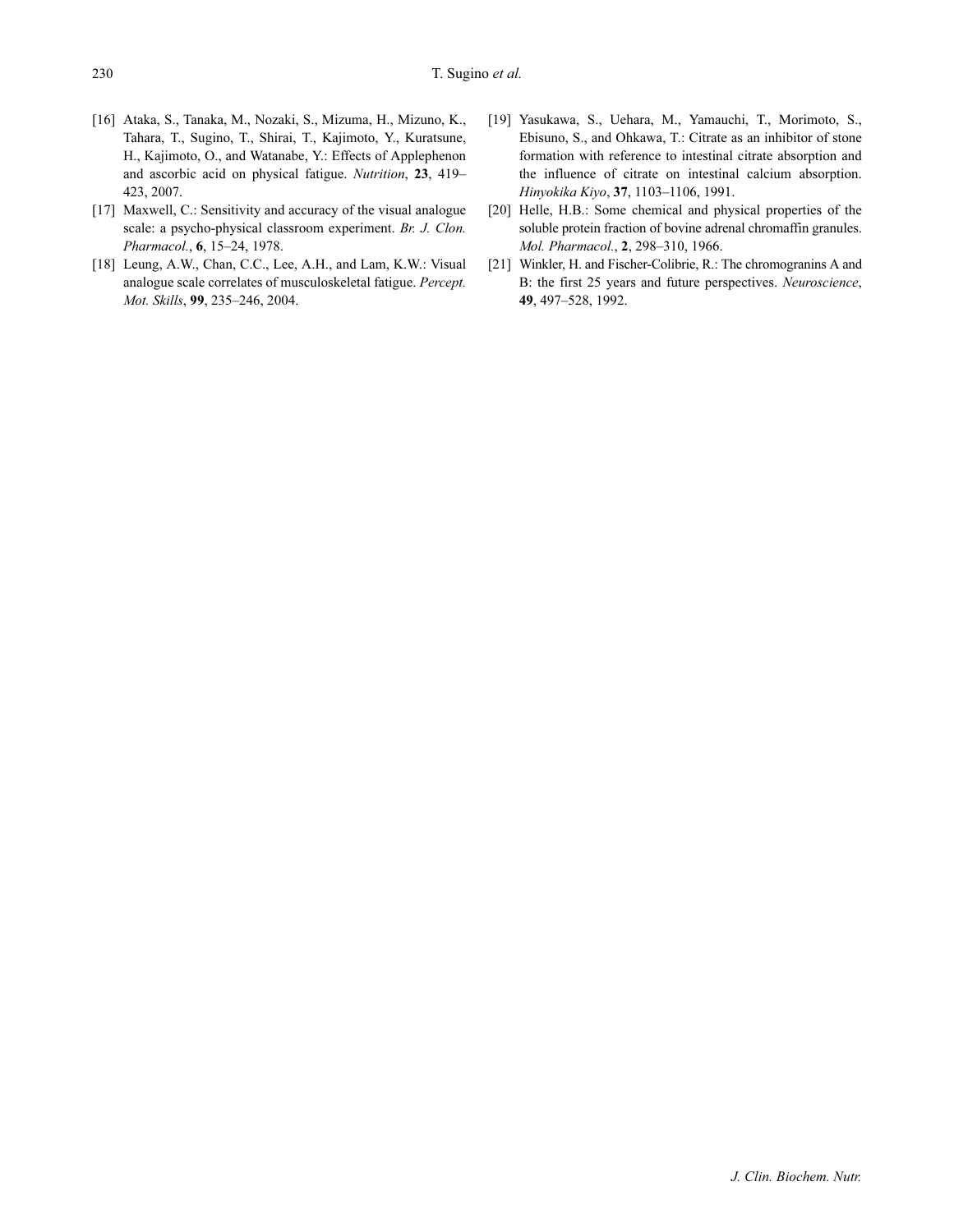[16] Ataka, S., Tanaka, M., Nozaki, S., Mizuma, H., Mizuno, K., Tahara, T., Sugino, T., Shirai, T., Kajimoto, Y., Kuratsune, H., Kajimoto, O., and Watanabe, Y.: Effects of Applephenon and ascorbic acid on physical fatigue. *Nutrition*, **23**, 419–423, 2007.

[17] Maxwell, C.: Sensitivity and accuracy of the visual analogue scale: a psycho-physical classroom experiment. *Br. J. Clon. Pharmacol.*, **6**, 15–24, 1978.

[18] Leung, A.W., Chan, C.C., Lee, A.H., and Lam, K.W.: Visual analogue scale correlates of musculoskeletal fatigue. *Percept. Mot. Skills*, **99**, 235–246, 2004.

[19] Yasukawa, S., Uehara, M., Yamauchi, T., Morimoto, S., Ebisuno, S., and Ohkawa, T.: Citrate as an inhibitor of stone formation with reference to intestinal citrate absorption and the influence of citrate on intestinal calcium absorption. *Hinyokika Kiyo*, **37**, 1103–1106, 1991.

[20] Helle, H.B.: Some chemical and physical properties of the soluble protein fraction of bovine adrenal chromaffin granules. *Mol. Pharmacol.*, **2**, 298–310, 1966.

[21] Winkler, H. and Fischer-Colibrie, R.: The chromogranins A and B: the first 25 years and future perspectives. *Neuroscience*, **49**, 497–528, 1992.